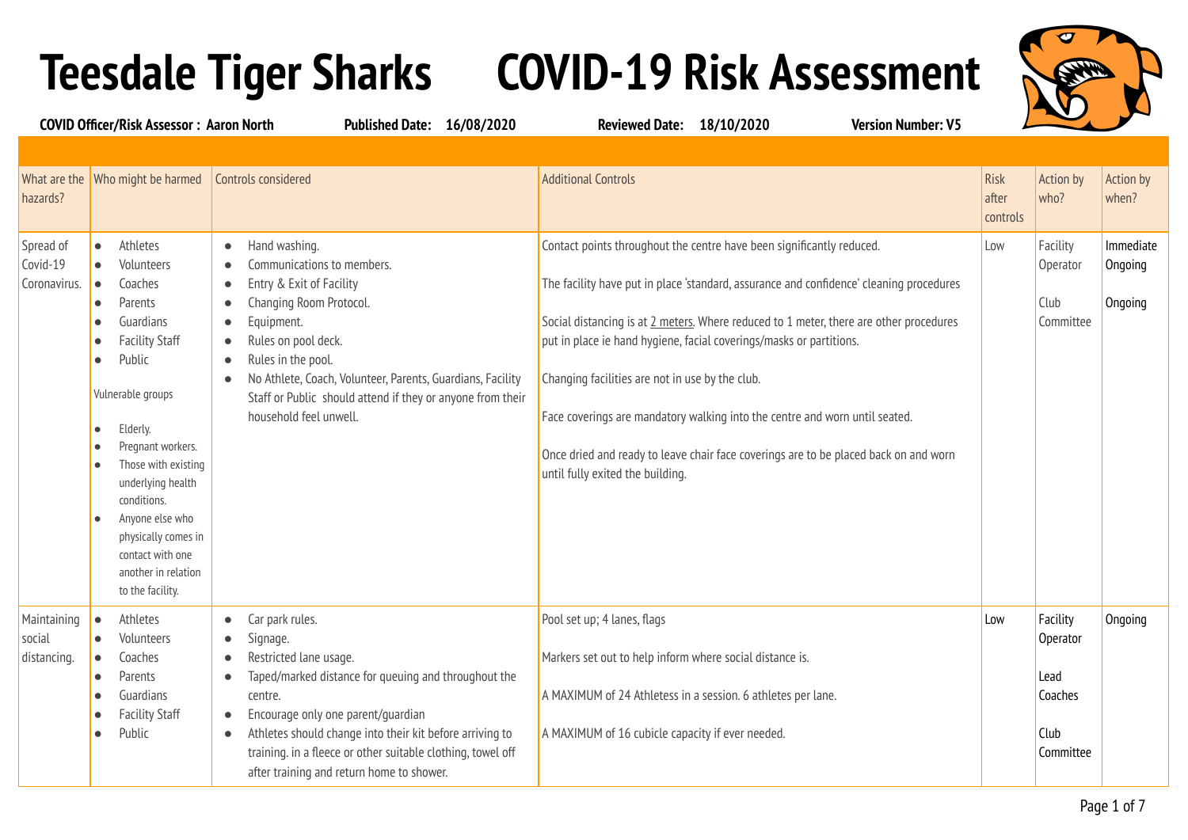# Teesdale Tiger Sharks COVID-19 Risk Assessment

**COVID Officer/Risk Assessor : Aaron North** **Published Date: 16/08/2020** **Reviewed Date: 18/10/2020** **Version Number: V5**

| What are the hazards? | Who might be harmed | Controls considered | Additional Controls | Risk after controls | Action by who? | Action by when? |
|---|---|---|---|---|---|---|
| Spread of Covid-19 Coronavirus. | • Athletes<br>• Volunteers<br>• Coaches<br>• Parents<br>• Guardians<br>• Facility Staff<br>• Public<br><br>Vulnerable groups<br><br>• Elderly.<br>• Pregnant workers.<br>• Those with existing underlying health conditions.<br>• Anyone else who physically comes in contact with one another in relation to the facility. | • Hand washing.<br>• Communications to members.<br>• Entry & Exit of Facility<br>• Changing Room Protocol.<br>• Equipment.<br>• Rules on pool deck.<br>• Rules in the pool.<br>• No Athlete, Coach, Volunteer, Parents, Guardians, Facility Staff or Public should attend if they or anyone from their household feel unwell. | Contact points throughout the centre have been significantly reduced.<br><br>The facility have put in place 'standard, assurance and confidence' cleaning procedures<br><br>Social distancing is at 2 meters. Where reduced to 1 meter, there are other procedures put in place ie hand hygiene, facial coverings/masks or partitions.<br><br>Changing facilities are not in use by the club.<br><br>Face coverings are mandatory walking into the centre and worn until seated.<br><br>Once dried and ready to leave chair face coverings are to be placed back on and worn until fully exited the building. | Low | Facility Operator<br><br>Club Committee | Immediate<br>Ongoing<br><br>Ongoing |
| Maintaining social distancing. | • Athletes<br>• Volunteers<br>• Coaches<br>• Parents<br>• Guardians<br>• Facility Staff<br>• Public | • Car park rules.<br>• Signage.<br>• Restricted lane usage.<br>• Taped/marked distance for queuing and throughout the centre.<br>• Encourage only one parent/guardian<br>• Athletes should change into their kit before arriving to training. in a fleece or other suitable clothing, towel off after training and return home to shower. | Pool set up; 4 lanes, flags<br><br>Markers set out to help inform where social distance is.<br><br>A MAXIMUM of 24 Athletess in a session. 6 athletes per lane.<br><br>A MAXIMUM of 16 cubicle capacity if ever needed. | Low | Facility Operator<br><br>Lead Coaches<br><br>Club Committee | Ongoing |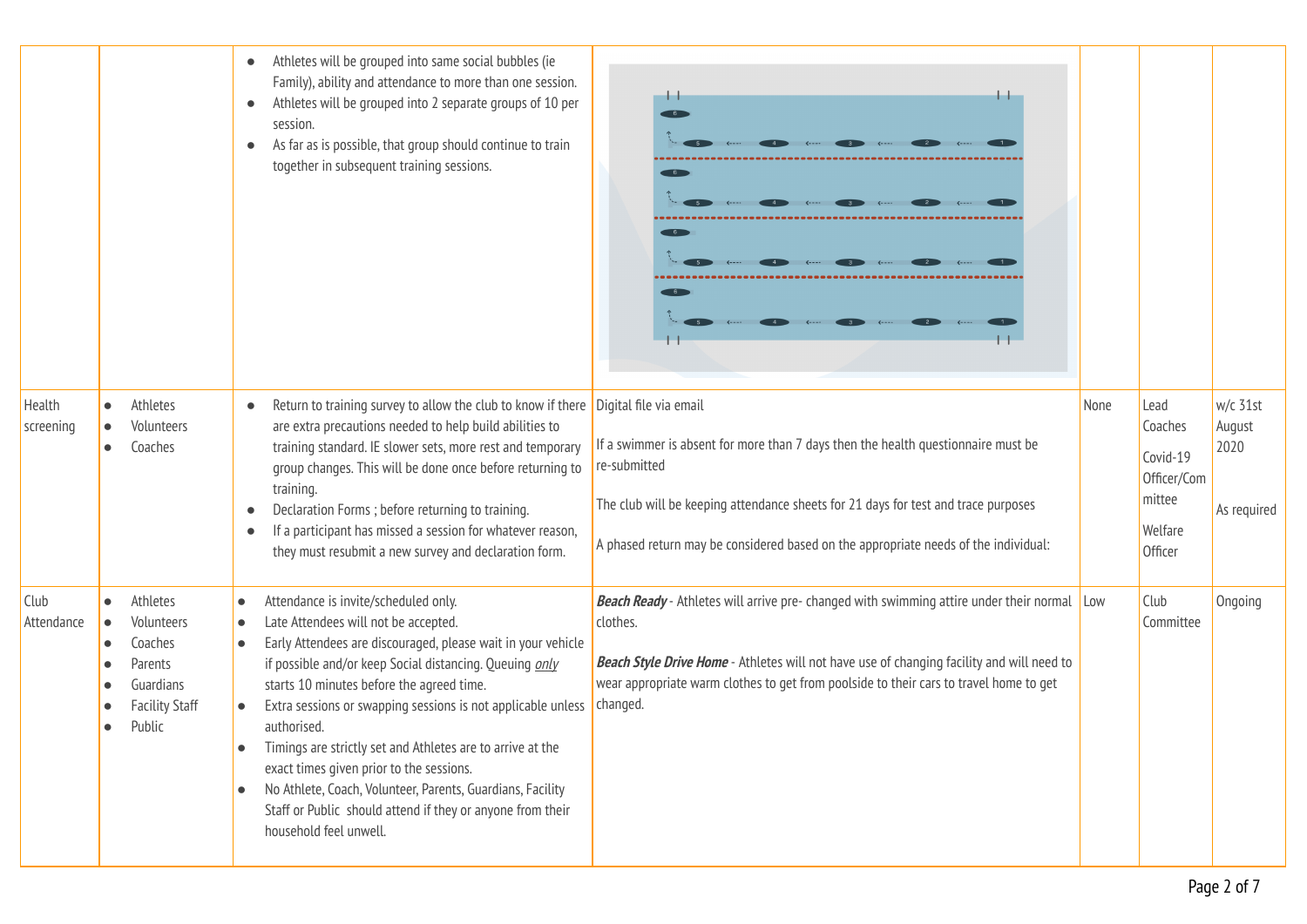| | | | | | | |
|---|---|---|---|---|---|---|
| | | • Athletes will be grouped into same social bubbles (ie Family), ability and attendance to more than one session.<br>• Athletes will be grouped into 2 separate groups of 10 per session.<br>• As far as is possible, that group should continue to train together in subsequent training sessions. | | | | |
| Health screening | • Athletes<br>• Volunteers<br>• Coaches | • Return to training survey to allow the club to know if there are extra precautions needed to help build abilities to training standard. IE slower sets, more rest and temporary group changes. This will be done once before returning to training.<br>• Declaration Forms ; before returning to training.<br>• If a participant has missed a session for whatever reason, they must resubmit a new survey and declaration form. | Digital file via email<br><br>If a swimmer is absent for more than 7 days then the health questionnaire must be re-submitted<br><br>The club will be keeping attendance sheets for 21 days for test and trace purposes<br><br>A phased return may be considered based on the appropriate needs of the individual: | None | Lead Coaches<br><br>Covid-19 Officer/Committee<br><br>Welfare Officer | w/c 31st August 2020<br><br>As required |
| Club Attendance | • Athletes<br>• Volunteers<br>• Coaches<br>• Parents<br>• Guardians<br>• Facility Staff<br>• Public | • Attendance is invite/scheduled only.<br>• Late Attendees will not be accepted.<br>• Early Attendees are discouraged, please wait in your vehicle if possible and/or keep Social distancing. Queuing ***only*** starts 10 minutes before the agreed time.<br>• Extra sessions or swapping sessions is not applicable unless authorised.<br>• Timings are strictly set and Athletes are to arrive at the exact times given prior to the sessions.<br>• No Athlete, Coach, Volunteer, Parents, Guardians, Facility Staff or Public should attend if they or anyone from their household feel unwell. | ***Beach Ready*** - Athletes will arrive pre- changed with swimming attire under their normal clothes.<br><br>***Beach Style Drive Home*** - Athletes will not have use of changing facility and will need to wear appropriate warm clothes to get from poolside to their cars to travel home to get changed. | Low | Club Committee | Ongoing |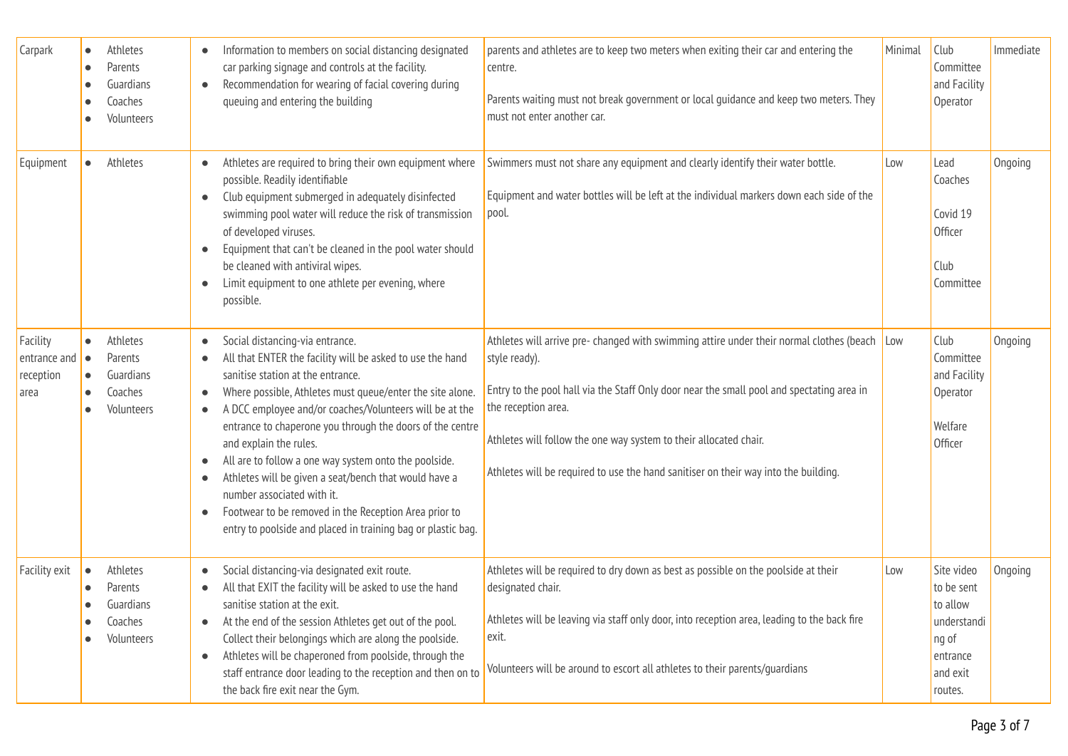| Carpark | • Athletes<br>• Parents<br>• Guardians<br>• Coaches<br>• Volunteers | • Information to members on social distancing designated car parking signage and controls at the facility.<br>• Recommendation for wearing of facial covering during queuing and entering the building | parents and athletes are to keep two meters when exiting their car and entering the centre.<br><br>Parents waiting must not break government or local guidance and keep two meters. They must not enter another car. | Minimal | Club Committee and Facility Operator | Immediate |
|---|---|---|---|---|---|---|
| Equipment | • Athletes | • Athletes are required to bring their own equipment where possible. Readily identifiable<br>• Club equipment submerged in adequately disinfected swimming pool water will reduce the risk of transmission of developed viruses.<br>• Equipment that can't be cleaned in the pool water should be cleaned with antiviral wipes.<br>• Limit equipment to one athlete per evening, where possible. | Swimmers must not share any equipment and clearly identify their water bottle.<br><br>Equipment and water bottles will be left at the individual markers down each side of the pool. | Low | Lead Coaches<br><br>Covid 19 Officer<br><br>Club Committee | Ongoing |
| Facility entrance and reception area | • Athletes<br>• Parents<br>• Guardians<br>• Coaches<br>• Volunteers | • Social distancing-via entrance.<br>• All that ENTER the facility will be asked to use the hand sanitise station at the entrance.<br>• Where possible, Athletes must queue/enter the site alone.<br>• A DCC employee and/or coaches/Volunteers will be at the entrance to chaperone you through the doors of the centre and explain the rules.<br>• All are to follow a one way system onto the poolside.<br>• Athletes will be given a seat/bench that would have a number associated with it.<br>• Footwear to be removed in the Reception Area prior to entry to poolside and placed in training bag or plastic bag. | Athletes will arrive pre- changed with swimming attire under their normal clothes (beach style ready).<br><br>Entry to the pool hall via the Staff Only door near the small pool and spectating area in the reception area.<br><br>Athletes will follow the one way system to their allocated chair.<br><br>Athletes will be required to use the hand sanitiser on their way into the building. | Low | Club Committee and Facility Operator<br><br>Welfare Officer | Ongoing |
| Facility exit | • Athletes<br>• Parents<br>• Guardians<br>• Coaches<br>• Volunteers | • Social distancing-via designated exit route.<br>• All that EXIT the facility will be asked to use the hand sanitise station at the exit.<br>• At the end of the session Athletes get out of the pool. Collect their belongings which are along the poolside.<br>• Athletes will be chaperoned from poolside, through the staff entrance door leading to the reception and then on to the back fire exit near the Gym. | Athletes will be required to dry down as best as possible on the poolside at their designated chair.<br><br>Athletes will be leaving via staff only door, into reception area, leading to the back fire exit.<br><br>Volunteers will be around to escort all athletes to their parents/guardians | Low | Site video to be sent to allow understanding of entrance and exit routes. | Ongoing |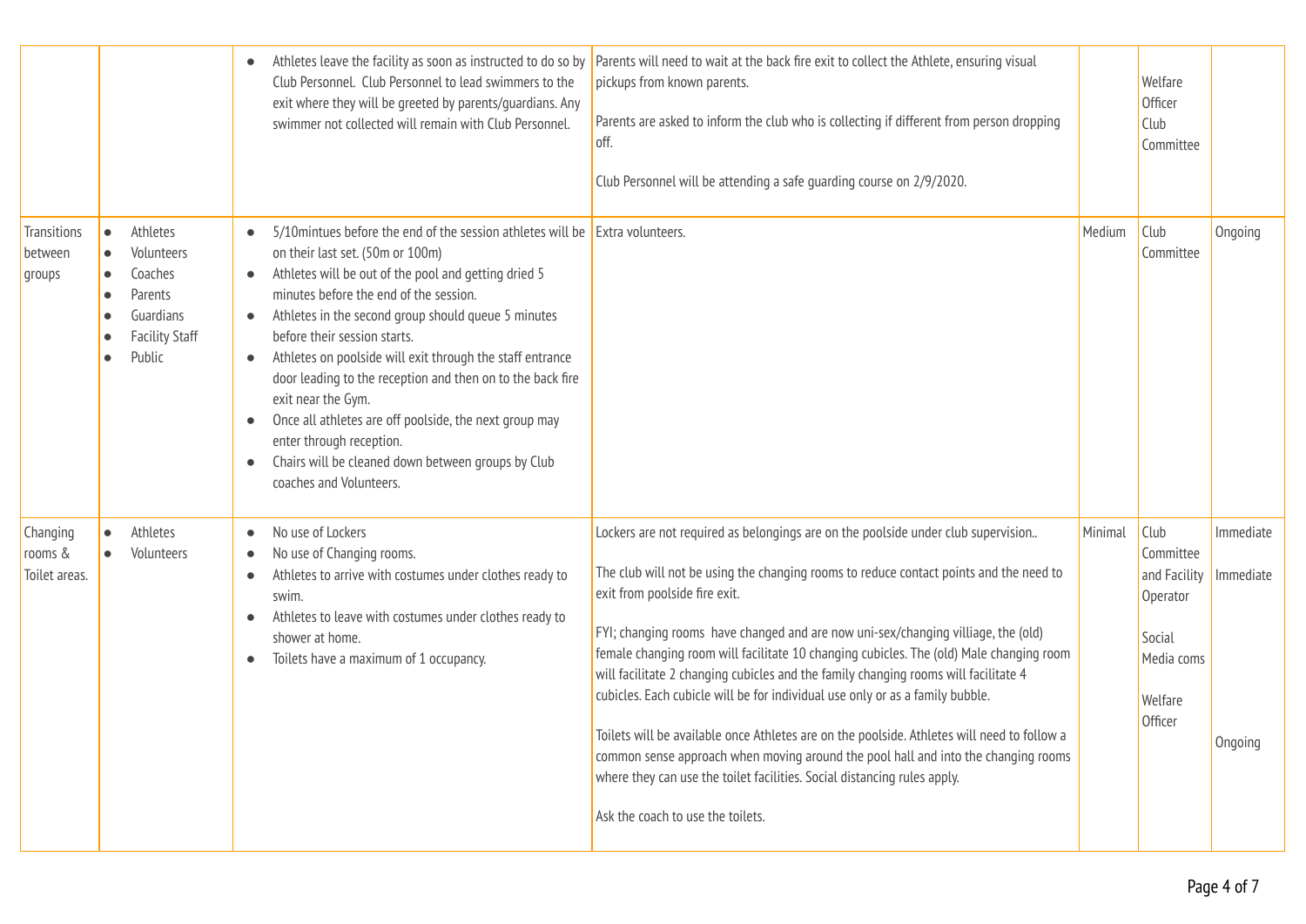| | | | | | | |
|---|---|---|---|---|---|---|
| | | • Athletes leave the facility as soon as instructed to do so by Club Personnel. Club Personnel to lead swimmers to the exit where they will be greeted by parents/guardians. Any swimmer not collected will remain with Club Personnel. | Parents will need to wait at the back fire exit to collect the Athlete, ensuring visual pickups from known parents.<br><br>Parents are asked to inform the club who is collecting if different from person dropping off.<br><br>Club Personnel will be attending a safe guarding course on 2/9/2020. | | Welfare Officer Club Committee | |
| Transitions between groups | • Athletes<br>• Volunteers<br>• Coaches<br>• Parents<br>• Guardians<br>• Facility Staff<br>• Public | • 5/10mintues before the end of the session athletes will be on their last set. (50m or 100m)<br>• Athletes will be out of the pool and getting dried 5 minutes before the end of the session.<br>• Athletes in the second group should queue 5 minutes before their session starts.<br>• Athletes on poolside will exit through the staff entrance door leading to the reception and then on to the back fire exit near the Gym.<br>• Once all athletes are off poolside, the next group may enter through reception.<br>• Chairs will be cleaned down between groups by Club coaches and Volunteers. | Extra volunteers. | Medium | Club Committee | Ongoing |
| Changing rooms & Toilet areas. | • Athletes<br>• Volunteers | • No use of Lockers<br>• No use of Changing rooms.<br>• Athletes to arrive with costumes under clothes ready to swim.<br>• Athletes to leave with costumes under clothes ready to shower at home.<br>• Toilets have a maximum of 1 occupancy. | Lockers are not required as belongings are on the poolside under club supervision..<br><br>The club will not be using the changing rooms to reduce contact points and the need to exit from poolside fire exit.<br><br>FYI; changing rooms have changed and are now uni-sex/changing villiage, the (old) female changing room will facilitate 10 changing cubicles. The (old) Male changing room will facilitate 2 changing cubicles and the family changing rooms will facilitate 4 cubicles. Each cubicle will be for individual use only or as a family bubble.<br><br>Toilets will be available once Athletes are on the poolside. Athletes will need to follow a common sense approach when moving around the pool hall and into the changing rooms where they can use the toilet facilities. Social distancing rules apply.<br><br>Ask the coach to use the toilets. | Minimal | Club Committee and Facility Operator<br><br>Social Media coms<br><br>Welfare Officer | Immediate<br>Immediate<br><br><br><br>Ongoing |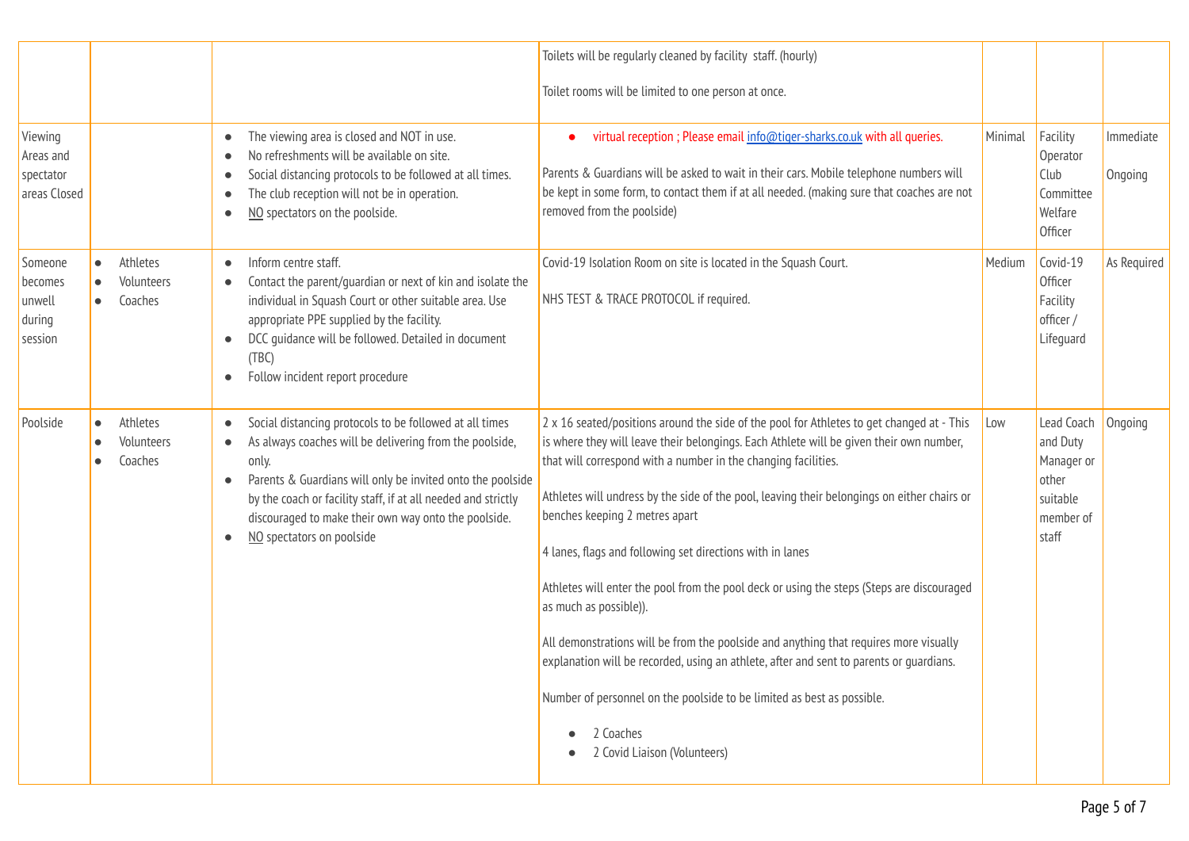| | | | | | | |
|---|---|---|---|---|---|---|
| | | | Toilets will be regularly cleaned by facility staff. (hourly)<br><br>Toilet rooms will be limited to one person at once. | | | |
| Viewing Areas and spectator areas Closed | | • The viewing area is closed and NOT in use.<br>• No refreshments will be available on site.<br>• Social distancing protocols to be followed at all times.<br>• The club reception will not be in operation.<br>• NO spectators on the poolside. | • virtual reception ; Please email info@tiger-sharks.co.uk with all queries.<br><br>Parents & Guardians will be asked to wait in their cars. Mobile telephone numbers will be kept in some form, to contact them if at all needed. (making sure that coaches are not removed from the poolside) | Minimal | Facility Operator Club Committee Welfare Officer | Immediate<br><br>Ongoing |
| Someone becomes unwell during session | • Athletes<br>• Volunteers<br>• Coaches | • Inform centre staff.<br>• Contact the parent/guardian or next of kin and isolate the individual in Squash Court or other suitable area. Use appropriate PPE supplied by the facility.<br>• DCC guidance will be followed. Detailed in document (TBC)<br>• Follow incident report procedure | Covid-19 Isolation Room on site is located in the Squash Court.<br><br>NHS TEST & TRACE PROTOCOL if required. | Medium | Covid-19 Officer Facility officer / Lifeguard | As Required |
| Poolside | • Athletes<br>• Volunteers<br>• Coaches | • Social distancing protocols to be followed at all times<br>• As always coaches will be delivering from the poolside, only.<br>• Parents & Guardians will only be invited onto the poolside by the coach or facility staff, if at all needed and strictly discouraged to make their own way onto the poolside.<br>• NO spectators on poolside | 2 x 16 seated/positions around the side of the pool for Athletes to get changed at - This is where they will leave their belongings. Each Athlete will be given their own number, that will correspond with a number in the changing facilities.<br><br>Athletes will undress by the side of the pool, leaving their belongings on either chairs or benches keeping 2 metres apart<br><br>4 lanes, flags and following set directions with in lanes<br><br>Athletes will enter the pool from the pool deck or using the steps (Steps are discouraged as much as possible)).<br><br>All demonstrations will be from the poolside and anything that requires more visually explanation will be recorded, using an athlete, after and sent to parents or guardians.<br><br>Number of personnel on the poolside to be limited as best as possible.<br><br>• 2 Coaches<br>• 2 Covid Liaison (Volunteers) | Low | Lead Coach and Duty Manager or other suitable member of staff | Ongoing |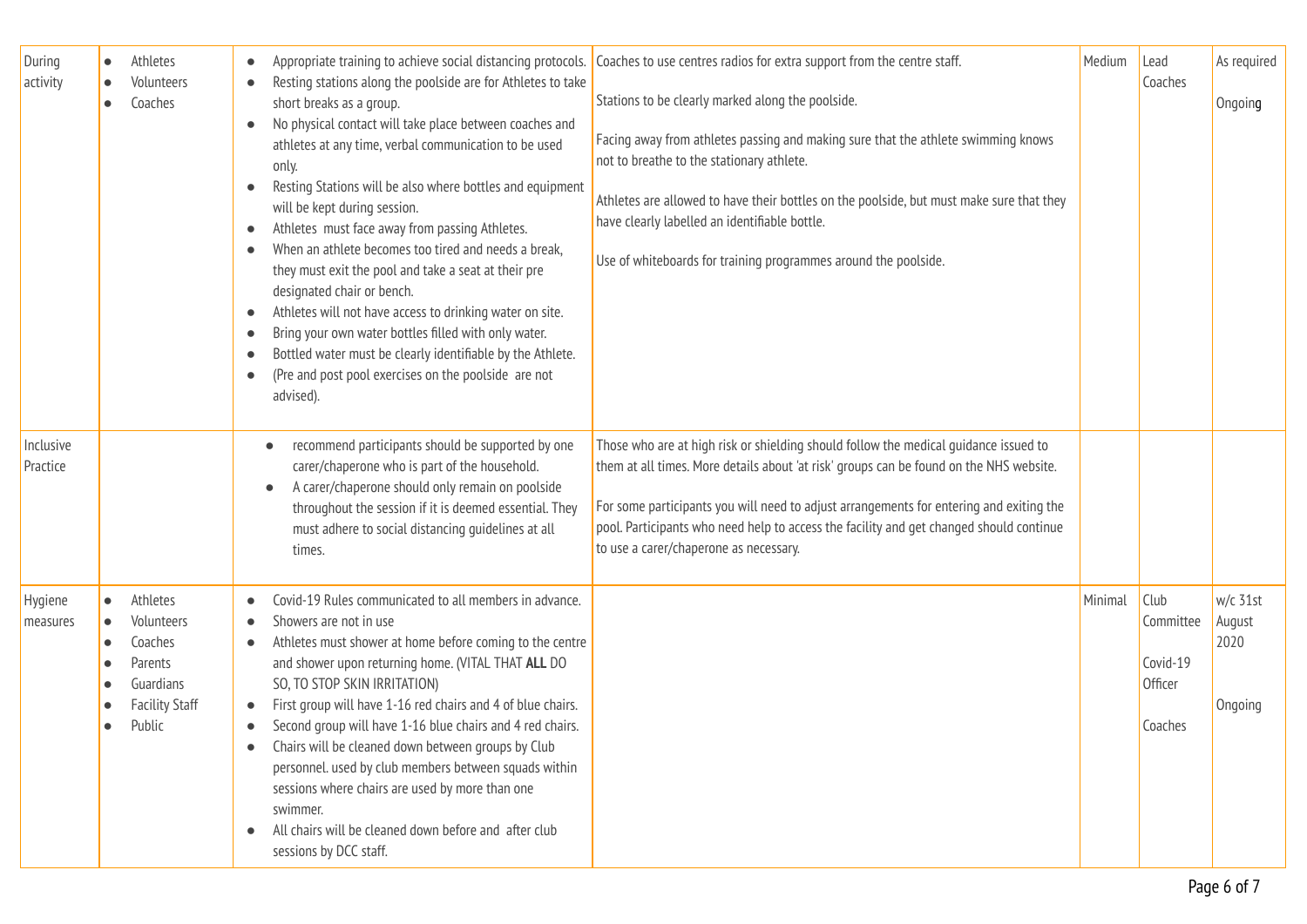| During activity | • Athletes<br>• Volunteers<br>• Coaches | • Appropriate training to achieve social distancing protocols.<br>• Resting stations along the poolside are for Athletes to take short breaks as a group.<br>• No physical contact will take place between coaches and athletes at any time, verbal communication to be used only.<br>• Resting Stations will be also where bottles and equipment will be kept during session.<br>• Athletes must face away from passing Athletes.<br>• When an athlete becomes too tired and needs a break, they must exit the pool and take a seat at their pre designated chair or bench.<br>• Athletes will not have access to drinking water on site.<br>• Bring your own water bottles filled with only water.<br>• Bottled water must be clearly identifiable by the Athlete.<br>• (Pre and post pool exercises on the poolside are not advised). | Coaches to use centres radios for extra support from the centre staff.<br><br>Stations to be clearly marked along the poolside.<br><br>Facing away from athletes passing and making sure that the athlete swimming knows not to breathe to the stationary athlete.<br><br>Athletes are allowed to have their bottles on the poolside, but must make sure that they have clearly labelled an identifiable bottle.<br><br>Use of whiteboards for training programmes around the poolside. | Medium | Lead Coaches | As required<br><br>Ongoing |
|---|---|---|---|---|---|---|
| Inclusive Practice | | • recommend participants should be supported by one carer/chaperone who is part of the household.<br>• A carer/chaperone should only remain on poolside throughout the session if it is deemed essential. They must adhere to social distancing guidelines at all times. | Those who are at high risk or shielding should follow the medical guidance issued to them at all times. More details about 'at risk' groups can be found on the NHS website.<br><br>For some participants you will need to adjust arrangements for entering and exiting the pool. Participants who need help to access the facility and get changed should continue to use a carer/chaperone as necessary. | | | |
| Hygiene measures | • Athletes<br>• Volunteers<br>• Coaches<br>• Parents<br>• Guardians<br>• Facility Staff<br>• Public | • Covid-19 Rules communicated to all members in advance.<br>• Showers are not in use<br>• Athletes must shower at home before coming to the centre and shower upon returning home. (VITAL THAT **ALL** DO SO, TO STOP SKIN IRRITATION)<br>• First group will have 1-16 red chairs and 4 of blue chairs.<br>• Second group will have 1-16 blue chairs and 4 red chairs.<br>• Chairs will be cleaned down between groups by Club personnel. used by club members between squads within sessions where chairs are used by more than one swimmer.<br>• All chairs will be cleaned down before and after club sessions by DCC staff. | | Minimal | Club Committee<br><br>Covid-19 Officer<br><br>Coaches | w/c 31st August 2020<br><br>Ongoing |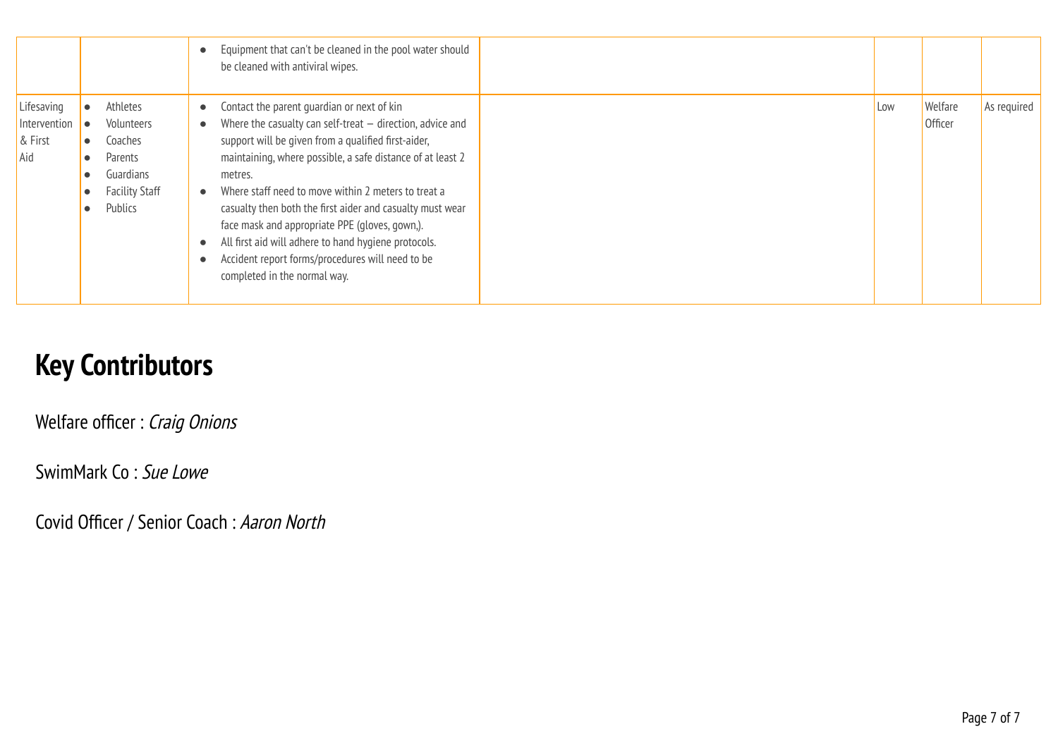| | | | | | | |
|---|---|---|---|---|---|---|
| | | • Equipment that can't be cleaned in the pool water should be cleaned with antiviral wipes. | | | | |
| Lifesaving Intervention & First Aid | • Athletes<br>• Volunteers<br>• Coaches<br>• Parents<br>• Guardians<br>• Facility Staff<br>• Publics | • Contact the parent guardian or next of kin<br>• Where the casualty can self-treat – direction, advice and support will be given from a qualified first-aider, maintaining, where possible, a safe distance of at least 2 metres.<br>• Where staff need to move within 2 meters to treat a casualty then both the first aider and casualty must wear face mask and appropriate PPE (gloves, gown,).<br>• All first aid will adhere to hand hygiene protocols.<br>• Accident report forms/procedures will need to be completed in the normal way. | | Low | Welfare Officer | As required |

# Key Contributors

Welfare officer : *Craig Onions*

SwimMark Co : *Sue Lowe*

Covid Officer / Senior Coach : *Aaron North*